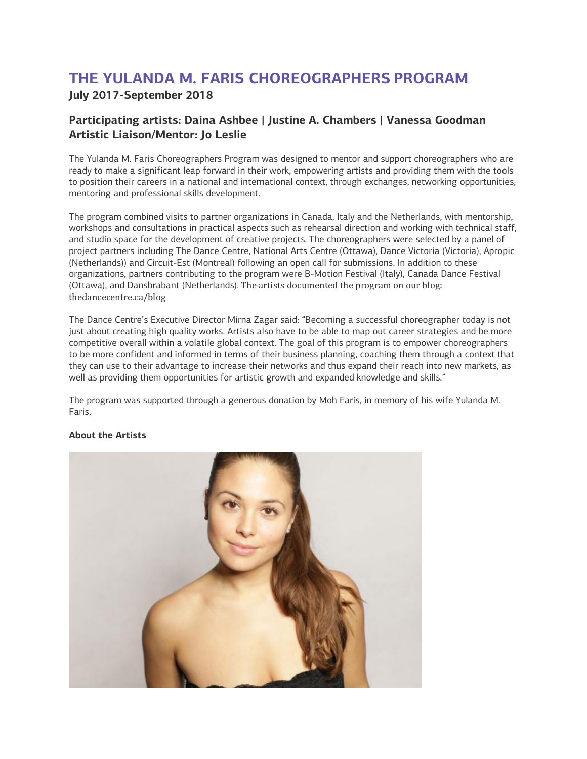# THE YULANDA M. FARIS CHOREOGRAPHERS PROGRAM

**July 2017-September 2018**

### Participating artists: Daina Ashbee | Justine A. Chambers | Vanessa Goodman
### Artistic Liaison/Mentor: Jo Leslie

The Yulanda M. Faris Choreographers Program was designed to mentor and support choreographers who are ready to make a significant leap forward in their work, empowering artists and providing them with the tools to position their careers in a national and international context, through exchanges, networking opportunities, mentoring and professional skills development.

The program combined visits to partner organizations in Canada, Italy and the Netherlands, with mentorship, workshops and consultations in practical aspects such as rehearsal direction and working with technical staff, and studio space for the development of creative projects. The choreographers were selected by a panel of project partners including The Dance Centre, National Arts Centre (Ottawa), Dance Victoria (Victoria), Apropic (Netherlands)) and Circuit-Est (Montreal) following an open call for submissions. In addition to these organizations, partners contributing to the program were B-Motion Festival (Italy), Canada Dance Festival (Ottawa), and Dansbrabant (Netherlands). The artists documented the program on our blog: thedancecentre.ca/blog

The Dance Centre's Executive Director Mirna Zagar said: "Becoming a successful choreographer today is not just about creating high quality works. Artists also have to be able to map out career strategies and be more competitive overall within a volatile global context. The goal of this program is to empower choreographers to be more confident and informed in terms of their business planning, coaching them through a context that they can use to their advantage to increase their networks and thus expand their reach into new markets, as well as providing them opportunities for artistic growth and expanded knowledge and skills."

The program was supported through a generous donation by Moh Faris, in memory of his wife Yulanda M. Faris.

**About the Artists**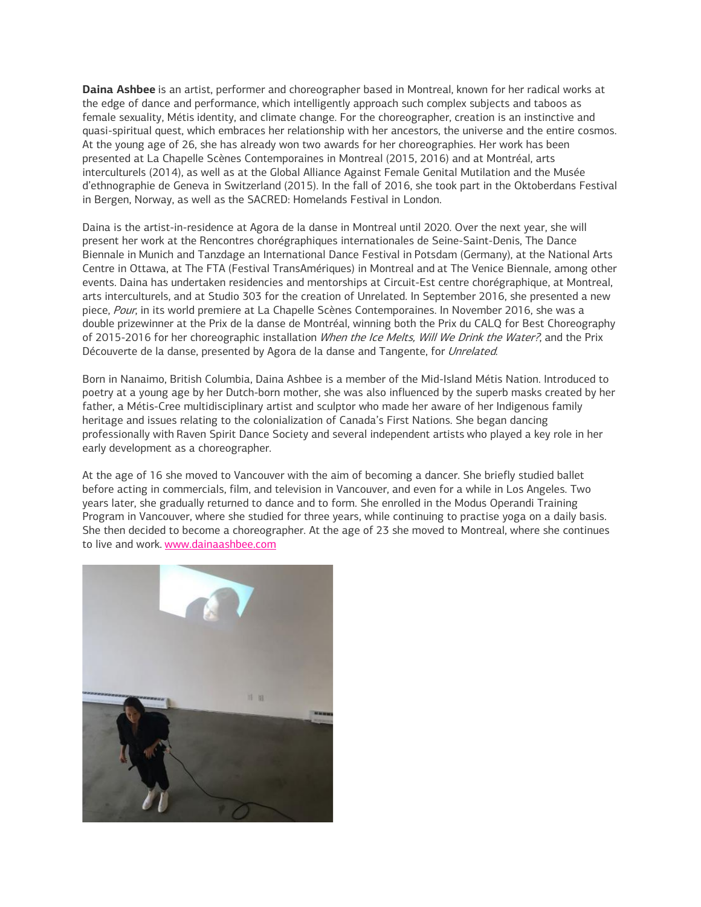**Daina Ashbee** is an artist, performer and choreographer based in Montreal, known for her radical works at the edge of dance and performance, which intelligently approach such complex subjects and taboos as female sexuality, Métis identity, and climate change. For the choreographer, creation is an instinctive and quasi-spiritual quest, which embraces her relationship with her ancestors, the universe and the entire cosmos. At the young age of 26, she has already won two awards for her choreographies. Her work has been presented at La Chapelle Scènes Contemporaines in Montreal (2015, 2016) and at Montréal, arts interculturels (2014), as well as at the Global Alliance Against Female Genital Mutilation and the Musée d'ethnographie de Geneva in Switzerland (2015). In the fall of 2016, she took part in the Oktoberdans Festival in Bergen, Norway, as well as the SACRED: Homelands Festival in London.

Daina is the artist-in-residence at Agora de la danse in Montreal until 2020. Over the next year, she will present her work at the Rencontres chorégraphiques internationales de Seine-Saint-Denis, The Dance Biennale in Munich and Tanzdage an International Dance Festival in Potsdam (Germany), at the National Arts Centre in Ottawa, at The FTA (Festival TransAmériques) in Montreal and at The Venice Biennale, among other events. Daina has undertaken residencies and mentorships at Circuit-Est centre chorégraphique, at Montreal, arts interculturels, and at Studio 303 for the creation of Unrelated. In September 2016, she presented a new piece, *Pour*, in its world premiere at La Chapelle Scènes Contemporaines. In November 2016, she was a double prizewinner at the Prix de la danse de Montréal, winning both the Prix du CALQ for Best Choreography of 2015-2016 for her choreographic installation *When the Ice Melts, Will We Drink the Water?*, and the Prix Découverte de la danse, presented by Agora de la danse and Tangente, for *Unrelated*.

Born in Nanaimo, British Columbia, Daina Ashbee is a member of the Mid-Island Métis Nation. Introduced to poetry at a young age by her Dutch-born mother, she was also influenced by the superb masks created by her father, a Métis-Cree multidisciplinary artist and sculptor who made her aware of her Indigenous family heritage and issues relating to the colonialization of Canada's First Nations. She began dancing professionally with Raven Spirit Dance Society and several independent artists who played a key role in her early development as a choreographer.

At the age of 16 she moved to Vancouver with the aim of becoming a dancer. She briefly studied ballet before acting in commercials, film, and television in Vancouver, and even for a while in Los Angeles. Two years later, she gradually returned to dance and to form. She enrolled in the Modus Operandi Training Program in Vancouver, where she studied for three years, while continuing to practise yoga on a daily basis. She then decided to become a choreographer. At the age of 23 she moved to Montreal, where she continues to live and work. www.dainaashbee.com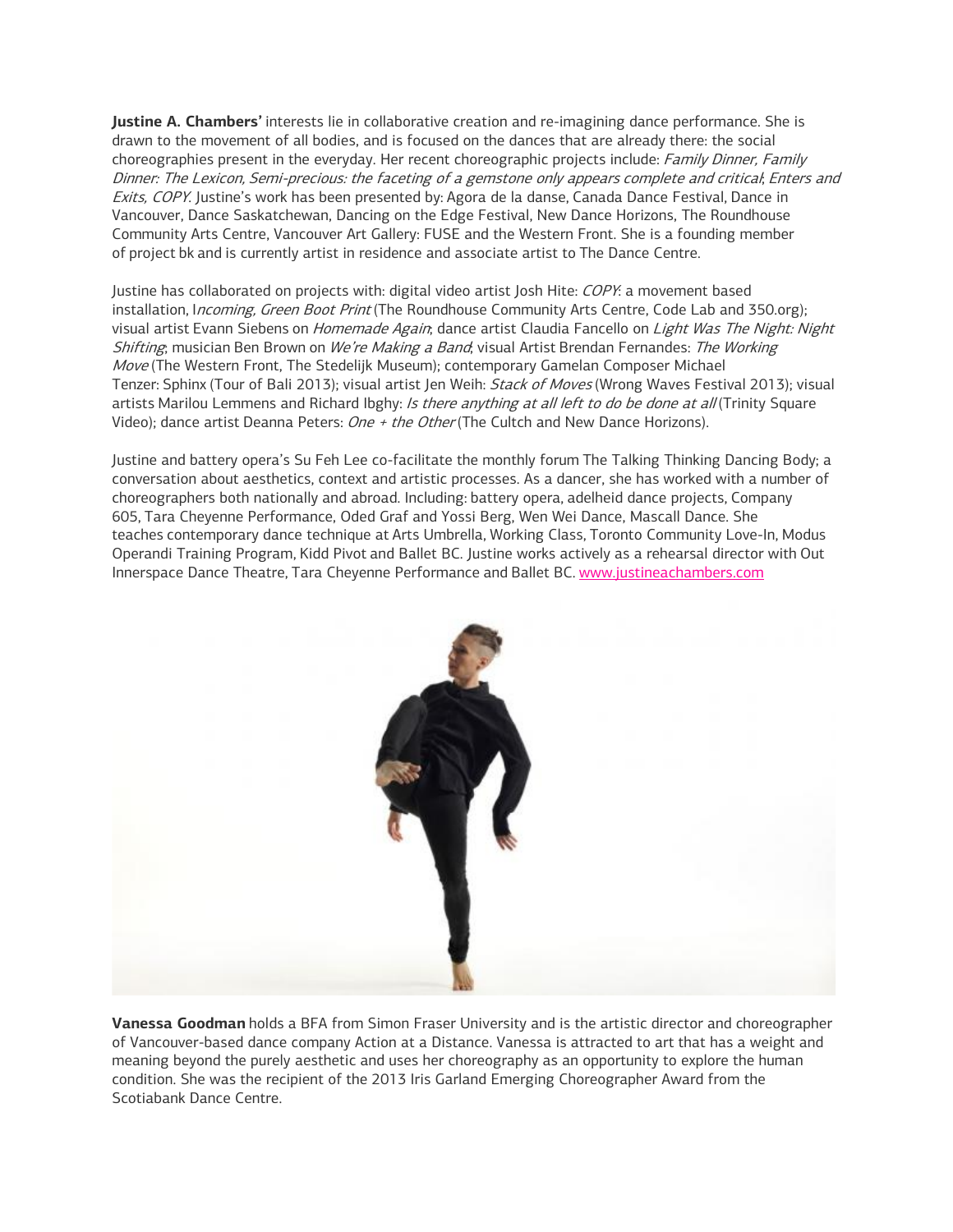**Justine A. Chambers'** interests lie in collaborative creation and re-imagining dance performance. She is drawn to the movement of all bodies, and is focused on the dances that are already there: the social choreographies present in the everyday. Her recent choreographic projects include: *Family Dinner, Family Dinner: The Lexicon, Semi-precious: the faceting of a gemstone only appears complete and critical*; *Enters and Exits, COPY*. Justine's work has been presented by: Agora de la danse, Canada Dance Festival, Dance in Vancouver, Dance Saskatchewan, Dancing on the Edge Festival, New Dance Horizons, The Roundhouse Community Arts Centre, Vancouver Art Gallery: FUSE and the Western Front. She is a founding member of project bk and is currently artist in residence and associate artist to The Dance Centre.

Justine has collaborated on projects with: digital video artist Josh Hite: *COPY*: a movement based installation, I*ncoming, Green Boot Print* (The Roundhouse Community Arts Centre, Code Lab and 350.org); visual artist Evann Siebens on *Homemade Again*; dance artist Claudia Fancello on *Light Was The Night: Night Shifting*; musician Ben Brown on *We're Making a Band*; visual Artist Brendan Fernandes: *The Working Move* (The Western Front, The Stedelijk Museum); contemporary Gamelan Composer Michael Tenzer: Sphinx (Tour of Bali 2013); visual artist Jen Weih: *Stack of Moves* (Wrong Waves Festival 2013); visual artists Marilou Lemmens and Richard Ibghy: *Is there anything at all left to do be done at all* (Trinity Square Video); dance artist Deanna Peters: *One + the Other* (The Cultch and New Dance Horizons).

Justine and battery opera's Su Feh Lee co-facilitate the monthly forum The Talking Thinking Dancing Body; a conversation about aesthetics, context and artistic processes. As a dancer, she has worked with a number of choreographers both nationally and abroad. Including: battery opera, adelheid dance projects, Company 605, Tara Cheyenne Performance, Oded Graf and Yossi Berg, Wen Wei Dance, Mascall Dance. She teaches contemporary dance technique at Arts Umbrella, Working Class, Toronto Community Love-In, Modus Operandi Training Program, Kidd Pivot and Ballet BC. Justine works actively as a rehearsal director with Out Innerspace Dance Theatre, Tara Cheyenne Performance and Ballet BC. [www.justineachambers.com](http://www.justineachambers.com)

**Vanessa Goodman** holds a BFA from Simon Fraser University and is the artistic director and choreographer of Vancouver-based dance company Action at a Distance. Vanessa is attracted to art that has a weight and meaning beyond the purely aesthetic and uses her choreography as an opportunity to explore the human condition. She was the recipient of the 2013 Iris Garland Emerging Choreographer Award from the Scotiabank Dance Centre.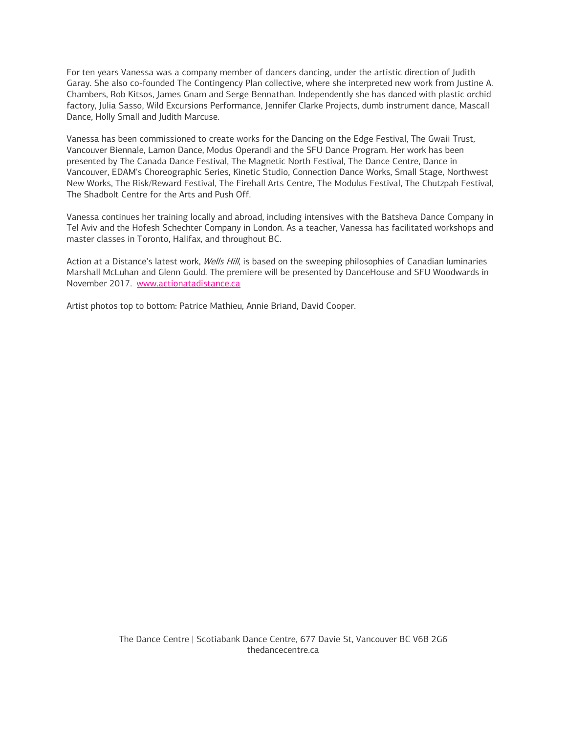For ten years Vanessa was a company member of dancers dancing, under the artistic direction of Judith Garay. She also co-founded The Contingency Plan collective, where she interpreted new work from Justine A. Chambers, Rob Kitsos, James Gnam and Serge Bennathan. Independently she has danced with plastic orchid factory, Julia Sasso, Wild Excursions Performance, Jennifer Clarke Projects, dumb instrument dance, Mascall Dance, Holly Small and Judith Marcuse.

Vanessa has been commissioned to create works for the Dancing on the Edge Festival, The Gwaii Trust, Vancouver Biennale, Lamon Dance, Modus Operandi and the SFU Dance Program. Her work has been presented by The Canada Dance Festival, The Magnetic North Festival, The Dance Centre, Dance in Vancouver, EDAM's Choreographic Series, Kinetic Studio, Connection Dance Works, Small Stage, Northwest New Works, The Risk/Reward Festival, The Firehall Arts Centre, The Modulus Festival, The Chutzpah Festival, The Shadbolt Centre for the Arts and Push Off.

Vanessa continues her training locally and abroad, including intensives with the Batsheva Dance Company in Tel Aviv and the Hofesh Schechter Company in London. As a teacher, Vanessa has facilitated workshops and master classes in Toronto, Halifax, and throughout BC.

Action at a Distance's latest work, *Wells Hill*, is based on the sweeping philosophies of Canadian luminaries Marshall McLuhan and Glenn Gould. The premiere will be presented by DanceHouse and SFU Woodwards in November 2017. [www.actionatadistance.ca](http://www.actionatadistance.ca)

Artist photos top to bottom: Patrice Mathieu, Annie Briand, David Cooper.